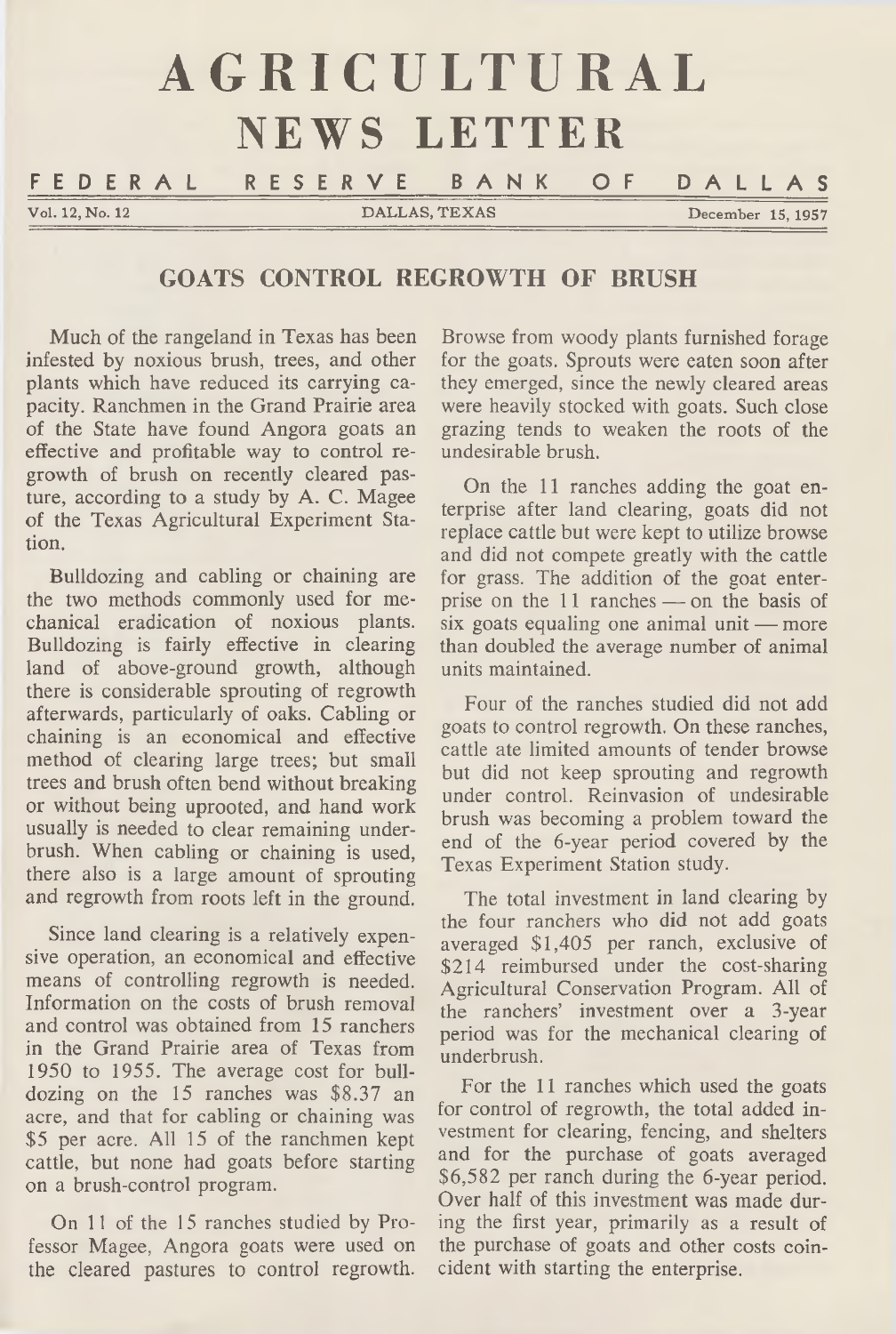# AGRICULTURAL NEWS LETTER

FEDERAL RESERVE BANK OF DALLAS

Vol. 12, No. 12 | DALLAS, TEXAS | December 15, 1957

## GOATS CONTROL REGROWTH OF BRUSH

Much of the rangeland in Texas has been infested by noxious brush, trees, and other plants which have reduced its carrying capacity. Ranchmen in the Grand Prairie area of the State have found Angora goats an effective and profitable way to control regrowth of brush on recently cleared pasture, according to a study by A. C. Magee of the Texas Agricultural Experiment Station.

Bulldozing and cabling or chaining are the two methods commonly used for mechanical eradication of noxious plants. Bulldozing is fairly effective in clearing land of above-ground growth, although there is considerable sprouting of regrowth afterwards, particularly of oaks. Cabling or chaining is an economical and effective method of clearing large trees; but small trees and brush often bend without breaking or without being uprooted, and hand work usually is needed to clear remaining underbrush. When cabling or chaining is used, there also is a large amount of sprouting and regrowth from roots left in the ground.

Since land clearing is a relatively expensive operation, an economical and effective means of controlling regrowth is needed. Information on the costs of brush removal and control was obtained from 15 ranchers in the Grand Prairie area of Texas from 1950 to 1955. The average cost for bulldozing on the 15 ranches was $8.37 an acre, and that for cabling or chaining was $5 per acre. All 15 of the ranchmen kept cattle, but none had goats before starting on a brush-control program.

On 11 of the 15 ranches studied by Professor Magee, Angora goats were used on the cleared pastures to control regrowth. Browse from woody plants furnished forage for the goats. Sprouts were eaten soon after they emerged, since the newly cleared areas were heavily stocked with goats. Such close grazing tends to weaken the roots of the undesirable brush.

On the 11 ranches adding the goat enterprise after land clearing, goats did not replace cattle but were kept to utilize browse and did not compete greatly with the cattle for grass. The addition of the goat enterprise on the 11 ranches — on the basis of six goats equaling one animal unit — more than doubled the average number of animal units maintained.

Four of the ranches studied did not add goats to control regrowth. On these ranches, cattle ate limited amounts of tender browse but did not keep sprouting and regrowth under control. Reinvasion of undesirable brush was becoming a problem toward the end of the 6-year period covered by the Texas Experiment Station study.

The total investment in land clearing by the four ranchers who did not add goats averaged $1,405 per ranch, exclusive of $214 reimbursed under the cost-sharing Agricultural Conservation Program. All of the ranchers' investment over a 3-year period was for the mechanical clearing of underbrush.

For the 11 ranches which used the goats for control of regrowth, the total added investment for clearing, fencing, and shelters and for the purchase of goats averaged $6,582 per ranch during the 6-year period. Over half of this investment was made during the first year, primarily as a result of the purchase of goats and other costs coincident with starting the enterprise.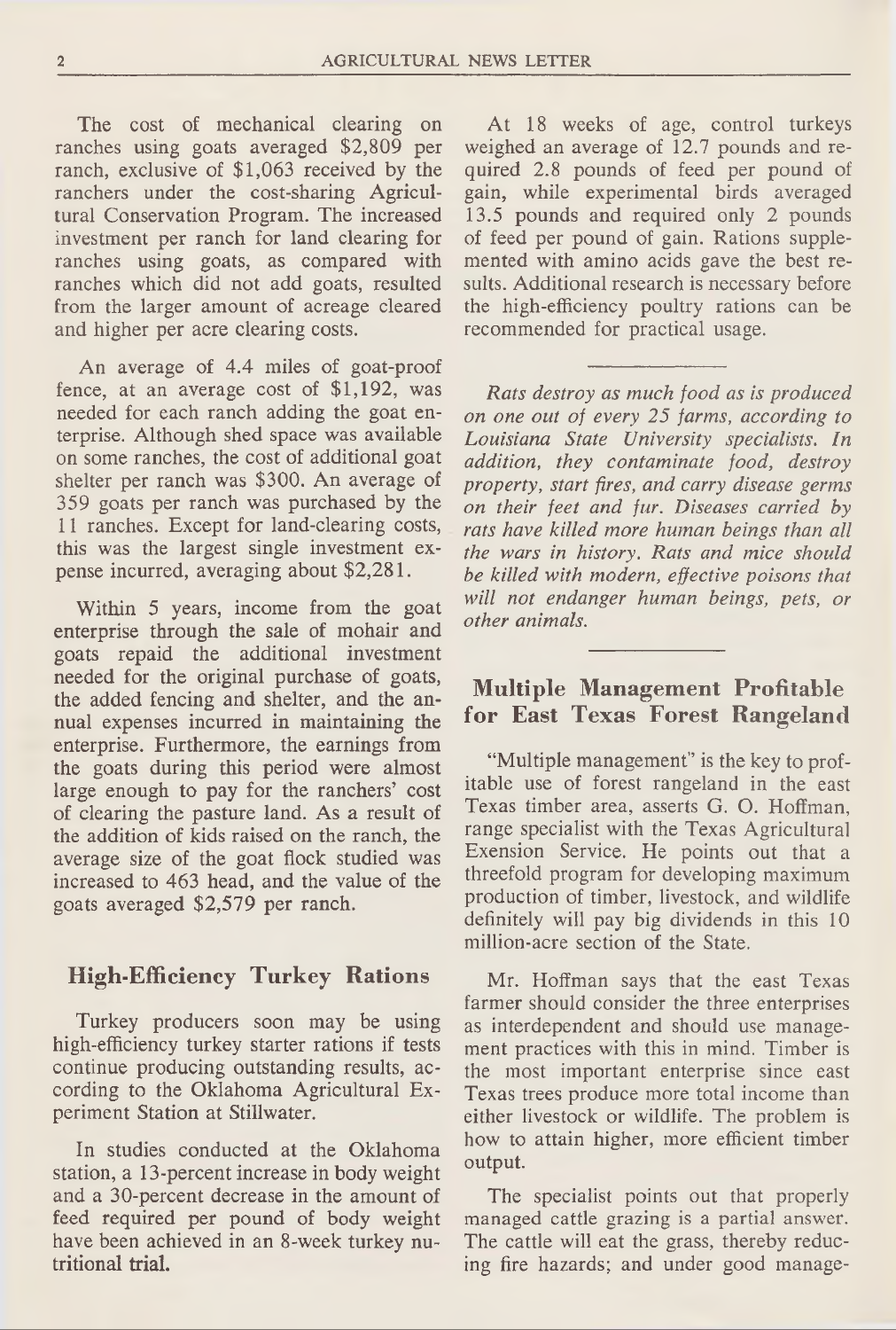The cost of mechanical clearing on ranches using goats averaged $2,809 per ranch, exclusive of $1,063 received by the ranchers under the cost-sharing Agricultural Conservation Program. The increased investment per ranch for land clearing for ranches using goats, as compared with ranches which did not add goats, resulted from the larger amount of acreage cleared and higher per acre clearing costs.

An average of 4.4 miles of goat-proof fence, at an average cost of $1,192, was needed for each ranch adding the goat enterprise. Although shed space was available on some ranches, the cost of additional goat shelter per ranch was $300. An average of 359 goats per ranch was purchased by the 11 ranches. Except for land-clearing costs, this was the largest single investment expense incurred, averaging about $2,281.

Within 5 years, income from the goat enterprise through the sale of mohair and goats repaid the additional investment needed for the original purchase of goats, the added fencing and shelter, and the annual expenses incurred in maintaining the enterprise. Furthermore, the earnings from the goats during this period were almost large enough to pay for the ranchers' cost of clearing the pasture land. As a result of the addition of kids raised on the ranch, the average size of the goat flock studied was increased to 463 head, and the value of the goats averaged $2,579 per ranch.

## High-Efficiency Turkey Rations

Turkey producers soon may be using high-efficiency turkey starter rations if tests continue producing outstanding results, according to the Oklahoma Agricultural Experiment Station at Stillwater.

In studies conducted at the Oklahoma station, a 13-percent increase in body weight and a 30-percent decrease in the amount of feed required per pound of body weight have been achieved in an 8-week turkey nutritional trial.

At 18 weeks of age, control turkeys weighed an average of 12.7 pounds and required 2.8 pounds of feed per pound of gain, while experimental birds averaged 13.5 pounds and required only 2 pounds of feed per pound of gain. Rations supplemented with amino acids gave the best results. Additional research is necessary before the high-efficiency poultry rations can be recommended for practical usage.

---

*Rats destroy as much food as is produced on one out of every 25 farms, according to Louisiana State University specialists. In addition, they contaminate food, destroy property, start fires, and carry disease germs on their feet and fur. Diseases carried by rats have killed more human beings than all the wars in history. Rats and mice should be killed with modern, effective poisons that will not endanger human beings, pets, or other animals.*

---

## Multiple Management Profitable for East Texas Forest Rangeland

"Multiple management" is the key to profitable use of forest rangeland in the east Texas timber area, asserts G. O. Hoffman, range specialist with the Texas Agricultural Exension Service. He points out that a threefold program for developing maximum production of timber, livestock, and wildlife definitely will pay big dividends in this 10 million-acre section of the State.

Mr. Hoffman says that the east Texas farmer should consider the three enterprises as interdependent and should use management practices with this in mind. Timber is the most important enterprise since east Texas trees produce more total income than either livestock or wildlife. The problem is how to attain higher, more efficient timber output.

The specialist points out that properly managed cattle grazing is a partial answer. The cattle will eat the grass, thereby reducing fire hazards; and under good manage-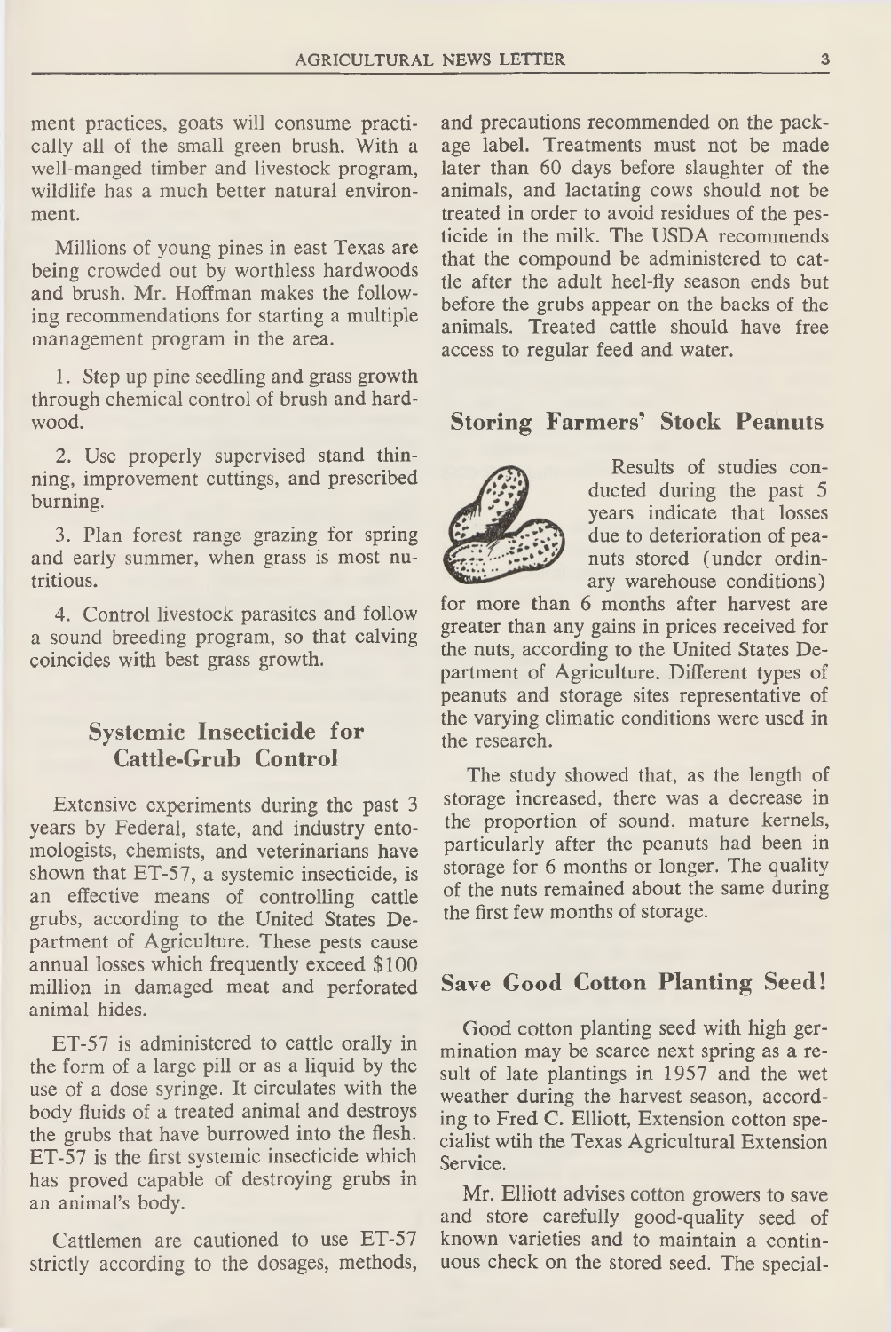ment practices, goats will consume practically all of the small green brush. With a well-manged timber and livestock program, wildlife has a much better natural environment.

Millions of young pines in east Texas are being crowded out by worthless hardwoods and brush. Mr. Hoffman makes the following recommendations for starting a multiple management program in the area.

1. Step up pine seedling and grass growth through chemical control of brush and hardwood.

2. Use properly supervised stand thinning, improvement cuttings, and prescribed burning.

3. Plan forest range grazing for spring and early summer, when grass is most nutritious.

4. Control livestock parasites and follow a sound breeding program, so that calving coincides with best grass growth.

## Systemic Insecticide for Cattle-Grub Control

Extensive experiments during the past 3 years by Federal, state, and industry entomologists, chemists, and veterinarians have shown that ET-57, a systemic insecticide, is an effective means of controlling cattle grubs, according to the United States Department of Agriculture. These pests cause annual losses which frequently exceed $100 million in damaged meat and perforated animal hides.

ET-57 is administered to cattle orally in the form of a large pill or as a liquid by the use of a dose syringe. It circulates with the body fluids of a treated animal and destroys the grubs that have burrowed into the flesh. ET-57 is the first systemic insecticide which has proved capable of destroying grubs in an animal's body.

Cattlemen are cautioned to use ET-57 strictly according to the dosages, methods, and precautions recommended on the package label. Treatments must not be made later than 60 days before slaughter of the animals, and lactating cows should not be treated in order to avoid residues of the pesticide in the milk. The USDA recommends that the compound be administered to cattle after the adult heel-fly season ends but before the grubs appear on the backs of the animals. Treated cattle should have free access to regular feed and water.

## Storing Farmers' Stock Peanuts

Results of studies conducted during the past 5 years indicate that losses due to deterioration of peanuts stored (under ordinary warehouse conditions) for more than 6 months after harvest are greater than any gains in prices received for the nuts, according to the United States Department of Agriculture. Different types of peanuts and storage sites representative of the varying climatic conditions were used in the research.

The study showed that, as the length of storage increased, there was a decrease in the proportion of sound, mature kernels, particularly after the peanuts had been in storage for 6 months or longer. The quality of the nuts remained about the same during the first few months of storage.

## Save Good Cotton Planting Seed!

Good cotton planting seed with high germination may be scarce next spring as a result of late plantings in 1957 and the wet weather during the harvest season, according to Fred C. Elliott, Extension cotton specialist wtih the Texas Agricultural Extension Service.

Mr. Elliott advises cotton growers to save and store carefully good-quality seed of known varieties and to maintain a continuous check on the stored seed. The special-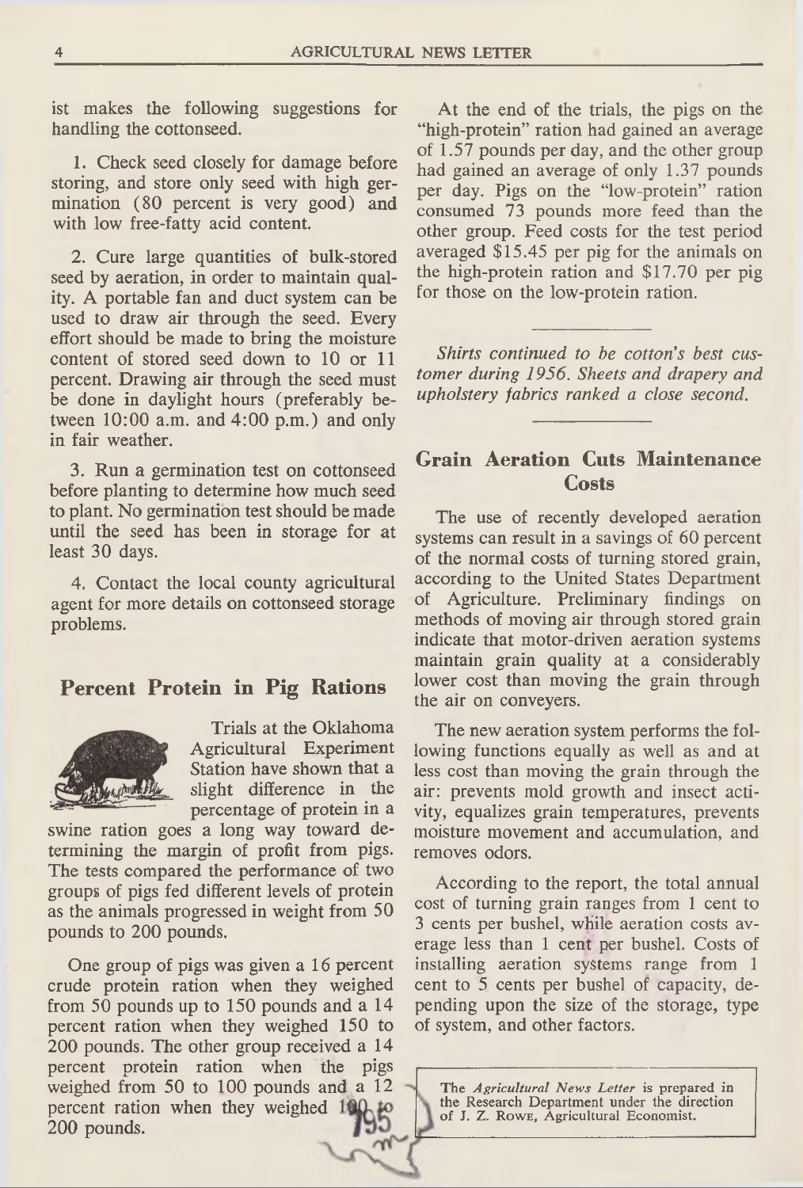ist makes the following suggestions for handling the cottonseed.

1. Check seed closely for damage before storing, and store only seed with high germination (80 percent is very good) and with low free-fatty acid content.

2. Cure large quantities of bulk-stored seed by aeration, in order to maintain quality. A portable fan and duct system can be used to draw air through the seed. Every effort should be made to bring the moisture content of stored seed down to 10 or 11 percent. Drawing air through the seed must be done in daylight hours (preferably between 10:00 a.m. and 4:00 p.m.) and only in fair weather.

3. Run a germination test on cottonseed before planting to determine how much seed to plant. No germination test should be made until the seed has been in storage for at least 30 days.

4. Contact the local county agricultural agent for more details on cottonseed storage problems.

## Percent Protein in Pig Rations

Trials at the Oklahoma Agricultural Experiment Station have shown that a slight difference in the percentage of protein in a swine ration goes a long way toward determining the margin of profit from pigs. The tests compared the performance of two groups of pigs fed different levels of protein as the animals progressed in weight from 50 pounds to 200 pounds.

One group of pigs was given a 16 percent crude protein ration when they weighed from 50 pounds up to 150 pounds and a 14 percent ration when they weighed 150 to 200 pounds. The other group received a 14 percent protein ration when the pigs weighed from 50 to 100 pounds and a 12 percent ration when they weighed 100 to 200 pounds.

At the end of the trials, the pigs on the "high-protein" ration had gained an average of 1.57 pounds per day, and the other group had gained an average of only 1.37 pounds per day. Pigs on the "low-protein" ration consumed 73 pounds more feed than the other group. Feed costs for the test period averaged $15.45 per pig for the animals on the high-protein ration and $17.70 per pig for those on the low-protein ration.

---

*Shirts continued to be cotton's best customer during 1956. Sheets and drapery and upholstery fabrics ranked a close second.*

---

## Grain Aeration Cuts Maintenance Costs

The use of recently developed aeration systems can result in a savings of 60 percent of the normal costs of turning stored grain, according to the United States Department of Agriculture. Preliminary findings on methods of moving air through stored grain indicate that motor-driven aeration systems maintain grain quality at a considerably lower cost than moving the grain through the air on conveyers.

The new aeration system performs the following functions equally as well as and at less cost than moving the grain through the air: prevents mold growth and insect activity, equalizes grain temperatures, prevents moisture movement and accumulation, and removes odors.

According to the report, the total annual cost of turning grain ranges from 1 cent to 3 cents per bushel, while aeration costs average less than 1 cent per bushel. Costs of installing aeration systems range from 1 cent to 5 cents per bushel of capacity, depending upon the size of the storage, type of system, and other factors.

The *Agricultural News Letter* is prepared in the Research Department under the direction of J. Z. Rowe, Agricultural Economist.